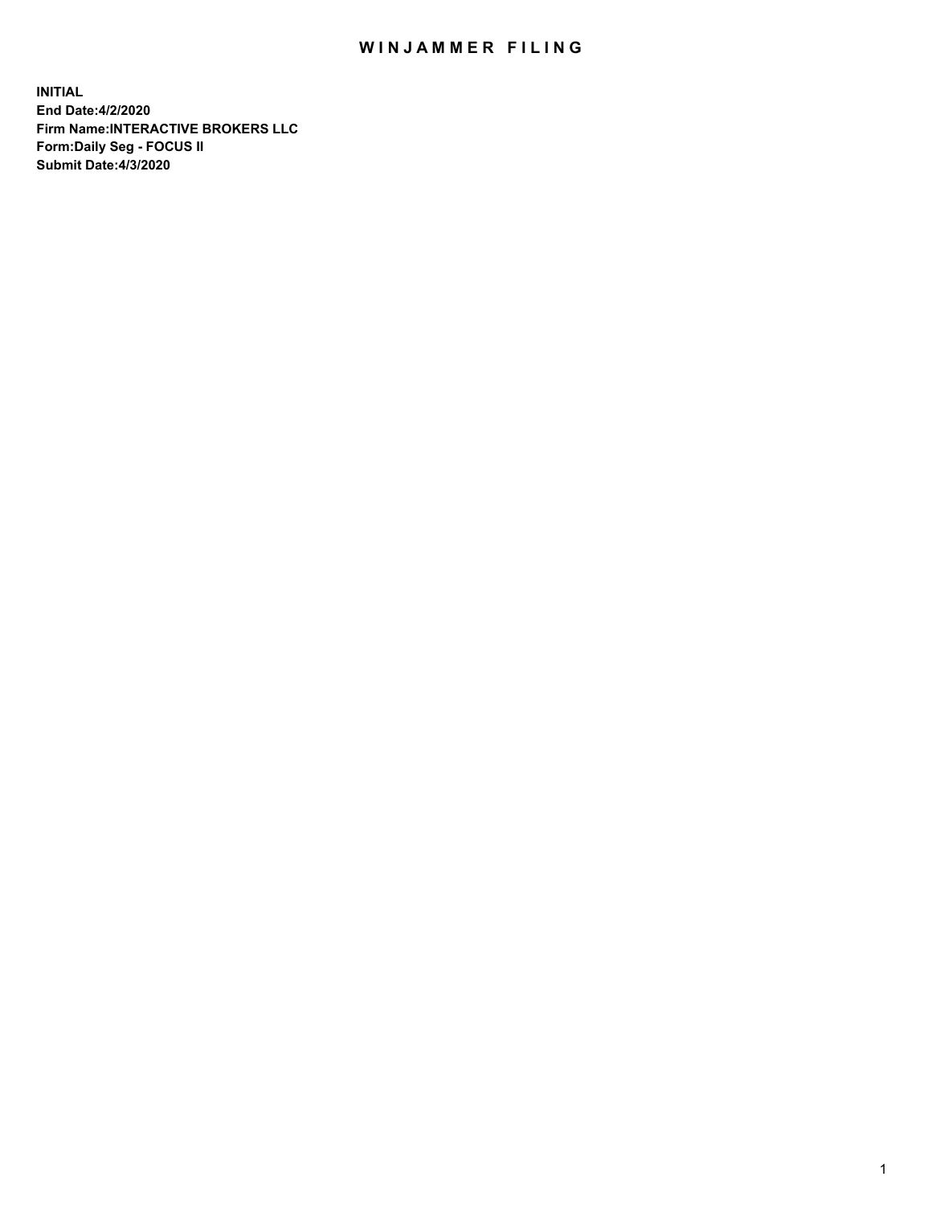# WINJAMMER FILING

**INITIAL**
**End Date:4/2/2020**
**Firm Name:INTERACTIVE BROKERS LLC**
**Form:Daily Seg - FOCUS II**
**Submit Date:4/3/2020**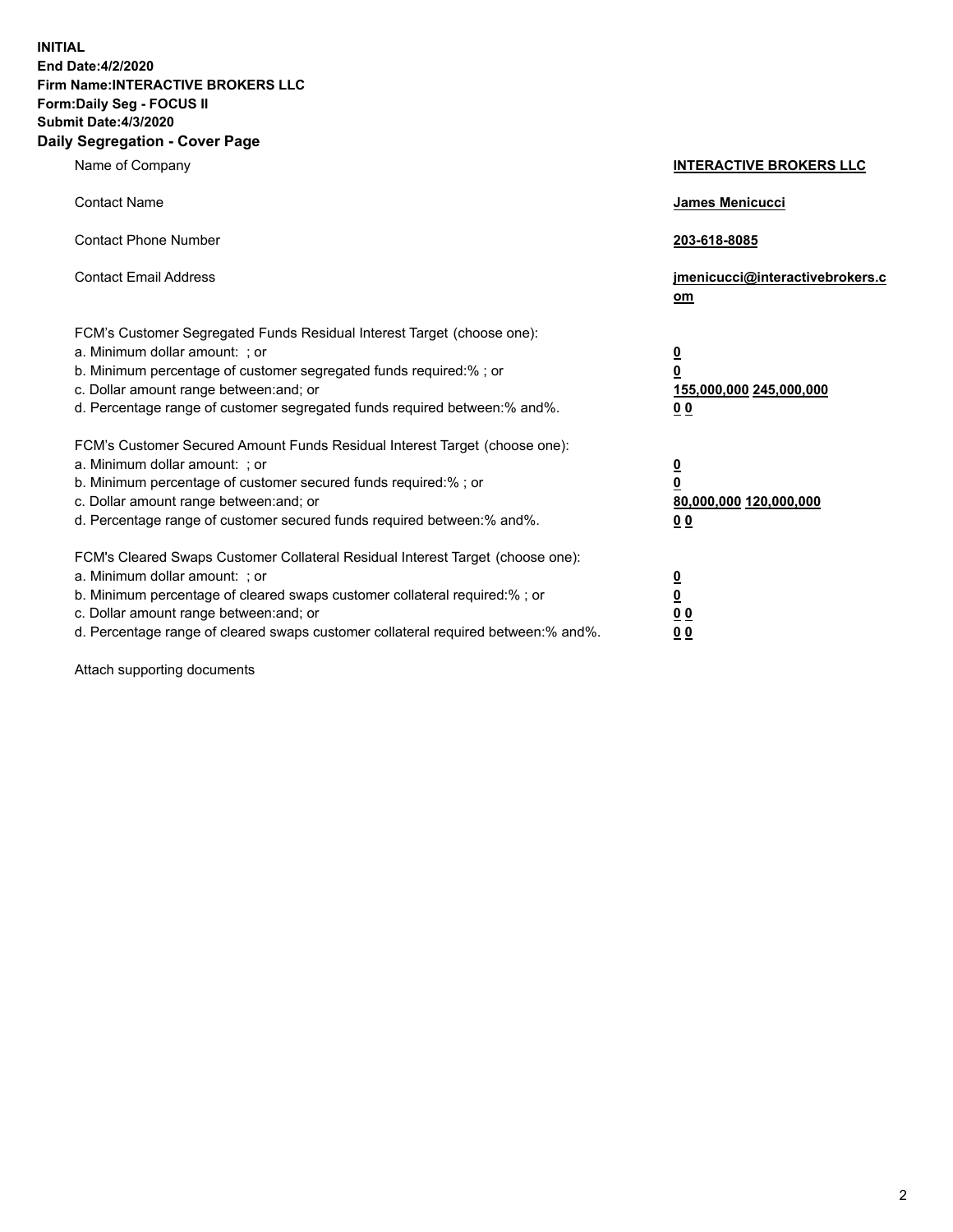**INITIAL**
**End Date:4/2/2020**
**Firm Name:INTERACTIVE BROKERS LLC**
**Form:Daily Seg - FOCUS II**
**Submit Date:4/3/2020**
**Daily Segregation - Cover Page**

| | |
|---|---|
| Name of Company | **INTERACTIVE BROKERS LLC** |
| Contact Name | **James Menicucci** |
| Contact Phone Number | **203-618-8085** |
| Contact Email Address | **jmenicucci@interactivebrokers.com** |
| FCM's Customer Segregated Funds Residual Interest Target (choose one): | |
| a. Minimum dollar amount: ; or | **0** |
| b. Minimum percentage of customer segregated funds required:% ; or | **0** |
| c. Dollar amount range between:and; or | **155,000,000 245,000,000** |
| d. Percentage range of customer segregated funds required between:% and%. | **0 0** |
| FCM's Customer Secured Amount Funds Residual Interest Target (choose one): | |
| a. Minimum dollar amount: ; or | **0** |
| b. Minimum percentage of customer secured funds required:% ; or | **0** |
| c. Dollar amount range between:and; or | **80,000,000 120,000,000** |
| d. Percentage range of customer secured funds required between:% and%. | **0 0** |
| FCM's Cleared Swaps Customer Collateral Residual Interest Target (choose one): | |
| a. Minimum dollar amount: ; or | **0** |
| b. Minimum percentage of cleared swaps customer collateral required:% ; or | **0** |
| c. Dollar amount range between:and; or | **0 0** |
| d. Percentage range of cleared swaps customer collateral required between:% and%. | **0 0** |

Attach supporting documents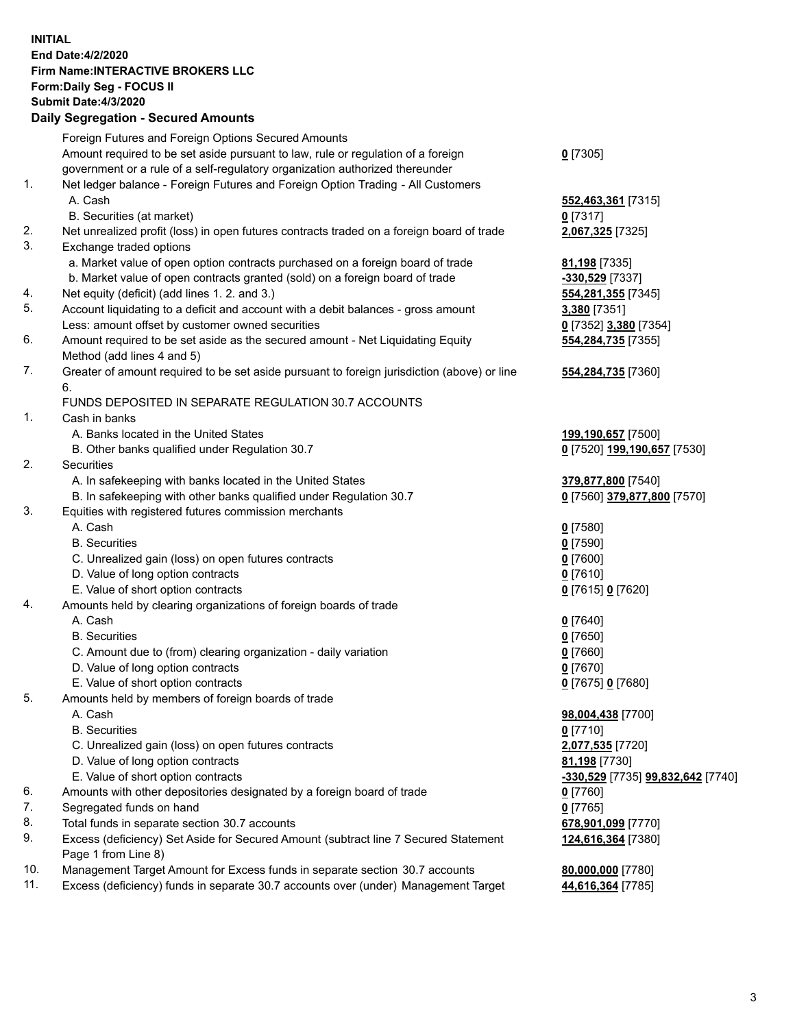**INITIAL**
**End Date:4/2/2020**
**Firm Name:INTERACTIVE BROKERS LLC**
**Form:Daily Seg - FOCUS II**
**Submit Date:4/3/2020**

## Daily Segregation - Secured Amounts

| | | |
|---|---|---|
| | Foreign Futures and Foreign Options Secured Amounts | |
| | Amount required to be set aside pursuant to law, rule or regulation of a foreign government or a rule of a self-regulatory organization authorized thereunder | **0** [7305] |
| 1. | Net ledger balance - Foreign Futures and Foreign Option Trading - All Customers | |
| | A. Cash | **552,463,361** [7315] |
| | B. Securities (at market) | **0** [7317] |
| 2. | Net unrealized profit (loss) in open futures contracts traded on a foreign board of trade | **2,067,325** [7325] |
| 3. | Exchange traded options | |
| | a. Market value of open option contracts purchased on a foreign board of trade | **81,198** [7335] |
| | b. Market value of open contracts granted (sold) on a foreign board of trade | **-330,529** [7337] |
| 4. | Net equity (deficit) (add lines 1. 2. and 3.) | **554,281,355** [7345] |
| 5. | Account liquidating to a deficit and account with a debit balances - gross amount | **3,380** [7351] |
| | Less: amount offset by customer owned securities | **0** [7352] **3,380** [7354] |
| 6. | Amount required to be set aside as the secured amount - Net Liquidating Equity Method (add lines 4 and 5) | **554,284,735** [7355] |
| 7. | Greater of amount required to be set aside pursuant to foreign jurisdiction (above) or line 6. | **554,284,735** [7360] |
| | FUNDS DEPOSITED IN SEPARATE REGULATION 30.7 ACCOUNTS | |
| 1. | Cash in banks | |
| | A. Banks located in the United States | **199,190,657** [7500] |
| | B. Other banks qualified under Regulation 30.7 | **0** [7520] **199,190,657** [7530] |
| 2. | Securities | |
| | A. In safekeeping with banks located in the United States | **379,877,800** [7540] |
| | B. In safekeeping with other banks qualified under Regulation 30.7 | **0** [7560] **379,877,800** [7570] |
| 3. | Equities with registered futures commission merchants | |
| | A. Cash | **0** [7580] |
| | B. Securities | **0** [7590] |
| | C. Unrealized gain (loss) on open futures contracts | **0** [7600] |
| | D. Value of long option contracts | **0** [7610] |
| | E. Value of short option contracts | **0** [7615] **0** [7620] |
| 4. | Amounts held by clearing organizations of foreign boards of trade | |
| | A. Cash | **0** [7640] |
| | B. Securities | **0** [7650] |
| | C. Amount due to (from) clearing organization - daily variation | **0** [7660] |
| | D. Value of long option contracts | **0** [7670] |
| | E. Value of short option contracts | **0** [7675] **0** [7680] |
| 5. | Amounts held by members of foreign boards of trade | |
| | A. Cash | **98,004,438** [7700] |
| | B. Securities | **0** [7710] |
| | C. Unrealized gain (loss) on open futures contracts | **2,077,535** [7720] |
| | D. Value of long option contracts | **81,198** [7730] |
| | E. Value of short option contracts | **-330,529** [7735] **99,832,642** [7740] |
| 6. | Amounts with other depositories designated by a foreign board of trade | **0** [7760] |
| 7. | Segregated funds on hand | **0** [7765] |
| 8. | Total funds in separate section 30.7 accounts | **678,901,099** [7770] |
| 9. | Excess (deficiency) Set Aside for Secured Amount (subtract line 7 Secured Statement Page 1 from Line 8) | **124,616,364** [7380] |
| 10. | Management Target Amount for Excess funds in separate section 30.7 accounts | **80,000,000** [7780] |
| 11. | Excess (deficiency) funds in separate 30.7 accounts over (under) Management Target | **44,616,364** [7785] |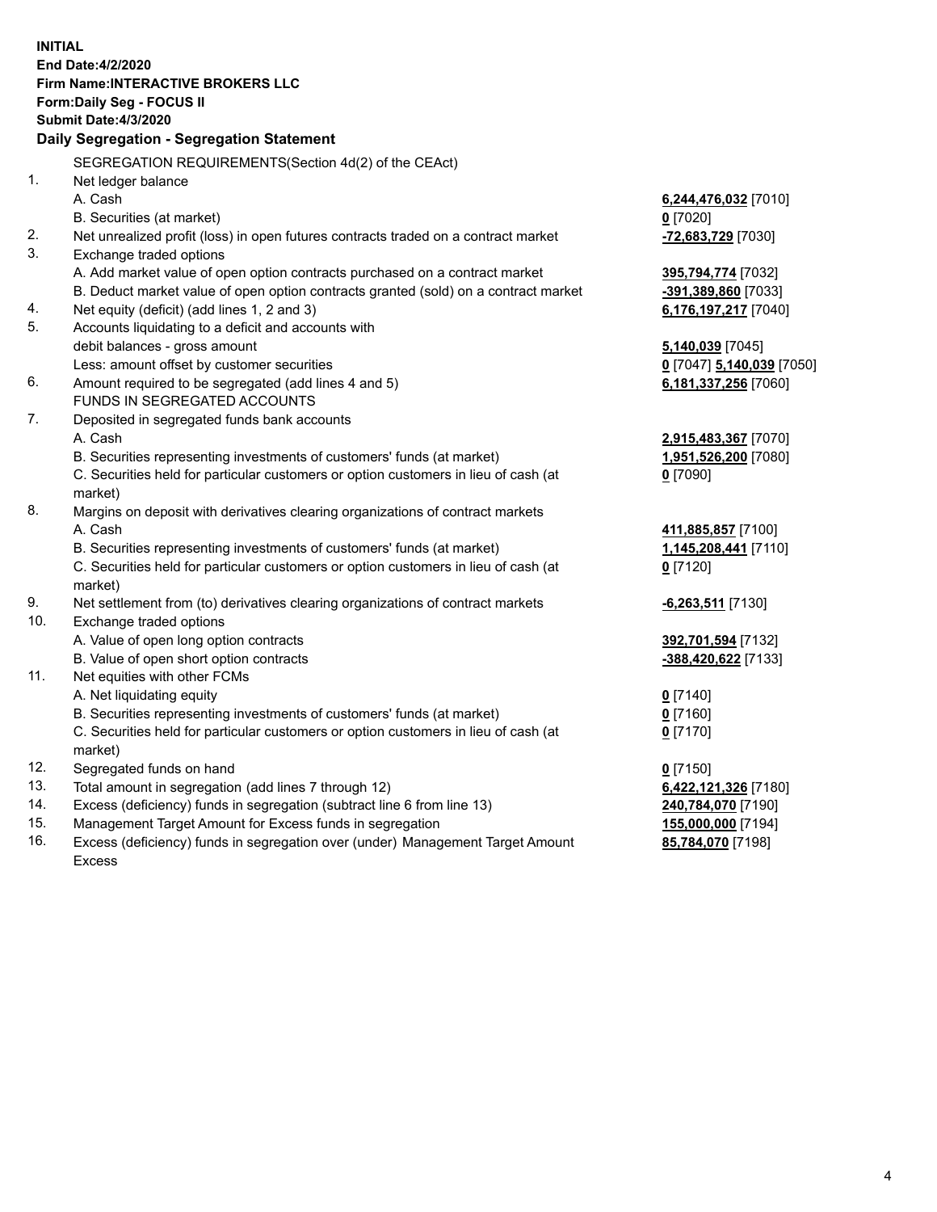**INITIAL**
**End Date:4/2/2020**
**Firm Name:INTERACTIVE BROKERS LLC**
**Form:Daily Seg - FOCUS II**
**Submit Date:4/3/2020**

## Daily Segregation - Segregation Statement

| | | |
|---|---|---|
| | SEGREGATION REQUIREMENTS(Section 4d(2) of the CEAct) | |
| 1. | Net ledger balance | |
| | A. Cash | **6,244,476,032** [7010] |
| | B. Securities (at market) | **0** [7020] |
| 2. | Net unrealized profit (loss) in open futures contracts traded on a contract market | **-72,683,729** [7030] |
| 3. | Exchange traded options | |
| | A. Add market value of open option contracts purchased on a contract market | **395,794,774** [7032] |
| | B. Deduct market value of open option contracts granted (sold) on a contract market | **-391,389,860** [7033] |
| 4. | Net equity (deficit) (add lines 1, 2 and 3) | **6,176,197,217** [7040] |
| 5. | Accounts liquidating to a deficit and accounts with | |
| | debit balances - gross amount | **5,140,039** [7045] |
| | Less: amount offset by customer securities | **0** [7047] **5,140,039** [7050] |
| 6. | Amount required to be segregated (add lines 4 and 5) | **6,181,337,256** [7060] |
| | FUNDS IN SEGREGATED ACCOUNTS | |
| 7. | Deposited in segregated funds bank accounts | |
| | A. Cash | **2,915,483,367** [7070] |
| | B. Securities representing investments of customers' funds (at market) | **1,951,526,200** [7080] |
| | C. Securities held for particular customers or option customers in lieu of cash (at market) | **0** [7090] |
| 8. | Margins on deposit with derivatives clearing organizations of contract markets | |
| | A. Cash | **411,885,857** [7100] |
| | B. Securities representing investments of customers' funds (at market) | **1,145,208,441** [7110] |
| | C. Securities held for particular customers or option customers in lieu of cash (at market) | **0** [7120] |
| 9. | Net settlement from (to) derivatives clearing organizations of contract markets | **-6,263,511** [7130] |
| 10. | Exchange traded options | |
| | A. Value of open long option contracts | **392,701,594** [7132] |
| | B. Value of open short option contracts | **-388,420,622** [7133] |
| 11. | Net equities with other FCMs | |
| | A. Net liquidating equity | **0** [7140] |
| | B. Securities representing investments of customers' funds (at market) | **0** [7160] |
| | C. Securities held for particular customers or option customers in lieu of cash (at market) | **0** [7170] |
| 12. | Segregated funds on hand | **0** [7150] |
| 13. | Total amount in segregation (add lines 7 through 12) | **6,422,121,326** [7180] |
| 14. | Excess (deficiency) funds in segregation (subtract line 6 from line 13) | **240,784,070** [7190] |
| 15. | Management Target Amount for Excess funds in segregation | **155,000,000** [7194] |
| 16. | Excess (deficiency) funds in segregation over (under) Management Target Amount Excess | **85,784,070** [7198] |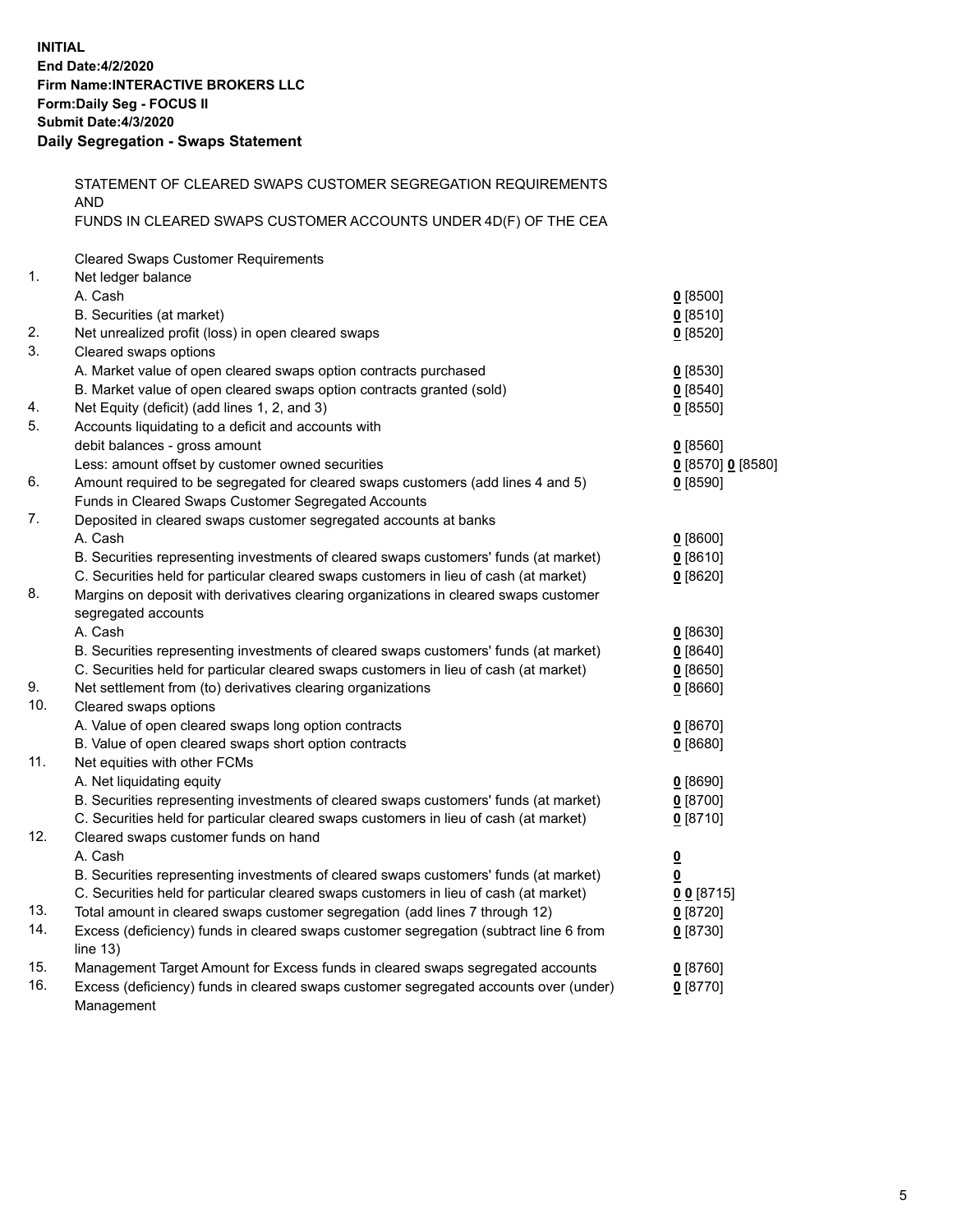**INITIAL**
**End Date:4/2/2020**
**Firm Name:INTERACTIVE BROKERS LLC**
**Form:Daily Seg - FOCUS II**
**Submit Date:4/3/2020**
**Daily Segregation - Swaps Statement**

STATEMENT OF CLEARED SWAPS CUSTOMER SEGREGATION REQUIREMENTS AND FUNDS IN CLEARED SWAPS CUSTOMER ACCOUNTS UNDER 4D(F) OF THE CEA

| | | |
|---|---|---|
| | Cleared Swaps Customer Requirements | |
| 1. | Net ledger balance | |
| | A. Cash | 0 [8500] |
| | B. Securities (at market) | 0 [8510] |
| 2. | Net unrealized profit (loss) in open cleared swaps | 0 [8520] |
| 3. | Cleared swaps options | |
| | A. Market value of open cleared swaps option contracts purchased | 0 [8530] |
| | B. Market value of open cleared swaps option contracts granted (sold) | 0 [8540] |
| 4. | Net Equity (deficit) (add lines 1, 2, and 3) | 0 [8550] |
| 5. | Accounts liquidating to a deficit and accounts with debit balances - gross amount | 0 [8560] |
| | Less: amount offset by customer owned securities | 0 [8570] 0 [8580] |
| 6. | Amount required to be segregated for cleared swaps customers (add lines 4 and 5) | 0 [8590] |
| | Funds in Cleared Swaps Customer Segregated Accounts | |
| 7. | Deposited in cleared swaps customer segregated accounts at banks | |
| | A. Cash | 0 [8600] |
| | B. Securities representing investments of cleared swaps customers' funds (at market) | 0 [8610] |
| | C. Securities held for particular cleared swaps customers in lieu of cash (at market) | 0 [8620] |
| 8. | Margins on deposit with derivatives clearing organizations in cleared swaps customer segregated accounts | |
| | A. Cash | 0 [8630] |
| | B. Securities representing investments of cleared swaps customers' funds (at market) | 0 [8640] |
| | C. Securities held for particular cleared swaps customers in lieu of cash (at market) | 0 [8650] |
| 9. | Net settlement from (to) derivatives clearing organizations | 0 [8660] |
| 10. | Cleared swaps options | |
| | A. Value of open cleared swaps long option contracts | 0 [8670] |
| | B. Value of open cleared swaps short option contracts | 0 [8680] |
| 11. | Net equities with other FCMs | |
| | A. Net liquidating equity | 0 [8690] |
| | B. Securities representing investments of cleared swaps customers' funds (at market) | 0 [8700] |
| | C. Securities held for particular cleared swaps customers in lieu of cash (at market) | 0 [8710] |
| 12. | Cleared swaps customer funds on hand | |
| | A. Cash | 0 |
| | B. Securities representing investments of cleared swaps customers' funds (at market) | 0 |
| | C. Securities held for particular cleared swaps customers in lieu of cash (at market) | 0 0 [8715] |
| 13. | Total amount in cleared swaps customer segregation (add lines 7 through 12) | 0 [8720] |
| 14. | Excess (deficiency) funds in cleared swaps customer segregation (subtract line 6 from line 13) | 0 [8730] |
| 15. | Management Target Amount for Excess funds in cleared swaps segregated accounts | 0 [8760] |
| 16. | Excess (deficiency) funds in cleared swaps customer segregated accounts over (under) Management | 0 [8770] |